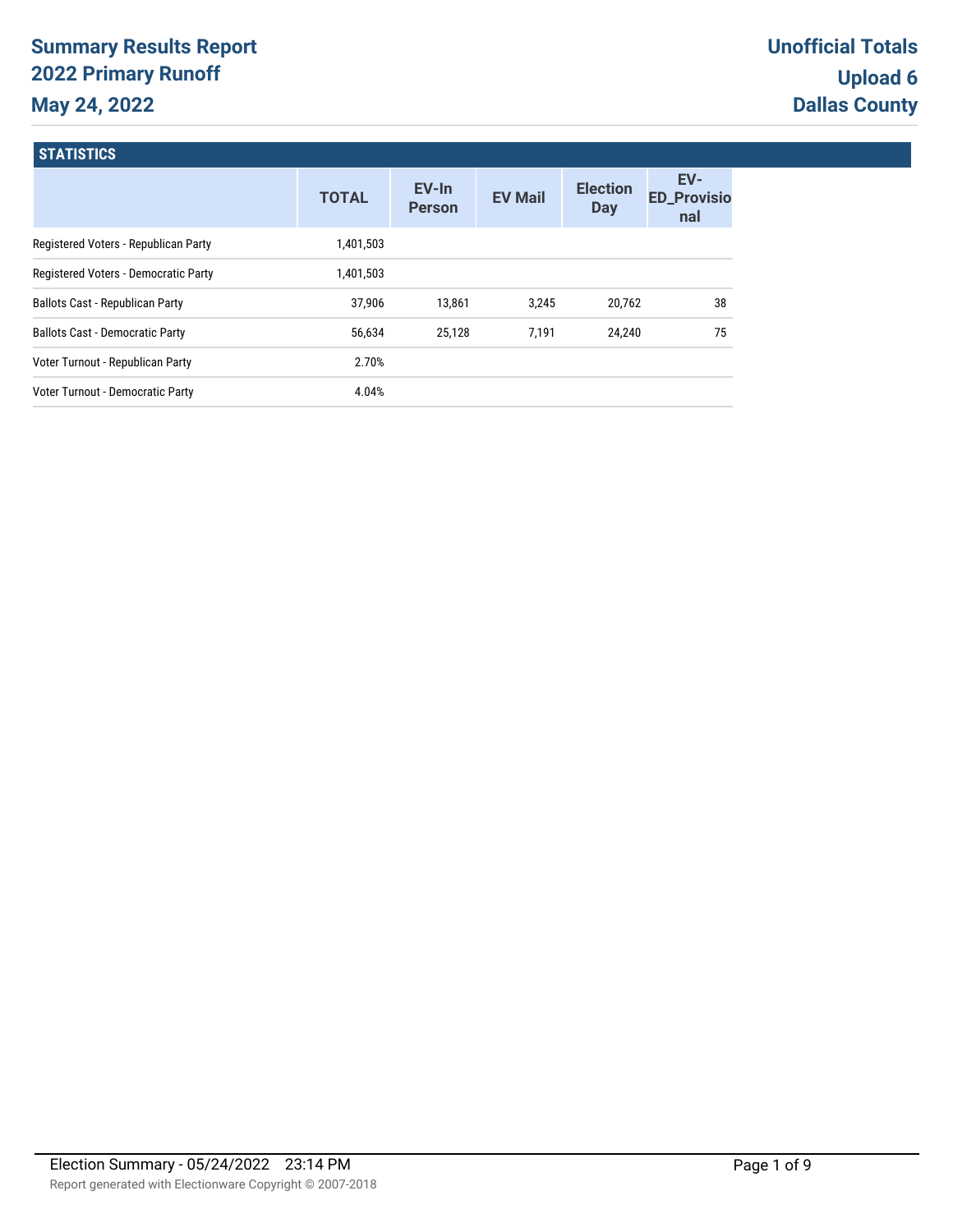# Summary Results Report
## 2022 Primary Runoff
## May 24, 2022

**Unofficial Totals**
**Upload 6**
**Dallas County**

### STATISTICS

| | TOTAL | EV-In Person | EV Mail | Election Day | EV-ED_Provisional |
|---|---|---|---|---|---|
| Registered Voters - Republican Party | 1,401,503 | | | | |
| Registered Voters - Democratic Party | 1,401,503 | | | | |
| Ballots Cast - Republican Party | 37,906 | 13,861 | 3,245 | 20,762 | 38 |
| Ballots Cast - Democratic Party | 56,634 | 25,128 | 7,191 | 24,240 | 75 |
| Voter Turnout - Republican Party | 2.70% | | | | |
| Voter Turnout - Democratic Party | 4.04% | | | | |

Election Summary - 05/24/2022 23:14 PM

Report generated with Electionware Copyright © 2007-2018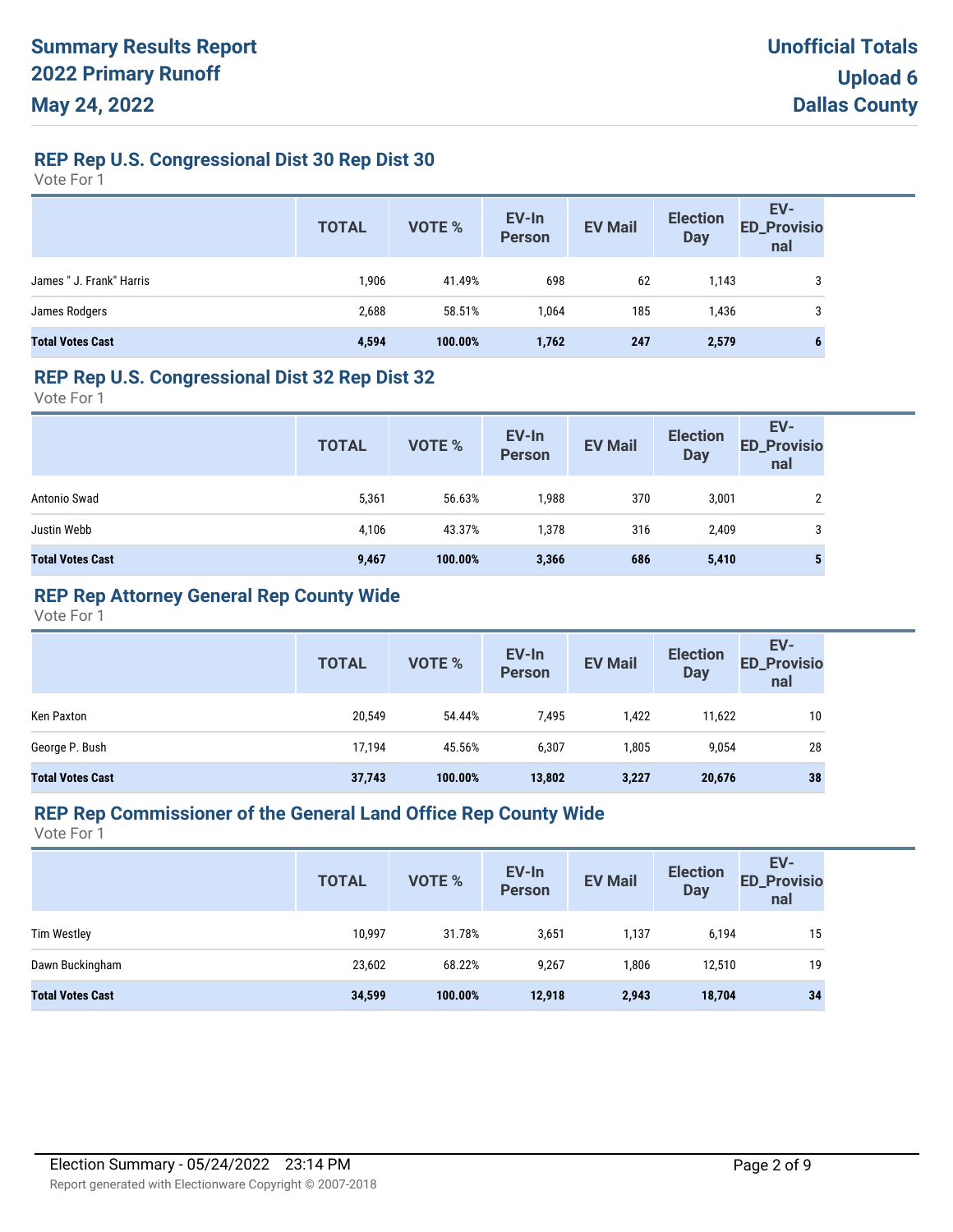# Summary Results Report
# 2022 Primary Runoff
# May 24, 2022

**Unofficial Totals**
**Upload 6**
**Dallas County**

## REP Rep U.S. Congressional Dist 30 Rep Dist 30

Vote For 1

| | TOTAL | VOTE % | EV-In Person | EV Mail | Election Day | EV-ED_Provisional |
|---|---|---|---|---|---|---|
| James " J. Frank" Harris | 1,906 | 41.49% | 698 | 62 | 1,143 | 3 |
| James Rodgers | 2,688 | 58.51% | 1,064 | 185 | 1,436 | 3 |
| **Total Votes Cast** | **4,594** | **100.00%** | **1,762** | **247** | **2,579** | **6** |

## REP Rep U.S. Congressional Dist 32 Rep Dist 32

Vote For 1

| | TOTAL | VOTE % | EV-In Person | EV Mail | Election Day | EV-ED_Provisional |
|---|---|---|---|---|---|---|
| Antonio Swad | 5,361 | 56.63% | 1,988 | 370 | 3,001 | 2 |
| Justin Webb | 4,106 | 43.37% | 1,378 | 316 | 2,409 | 3 |
| **Total Votes Cast** | **9,467** | **100.00%** | **3,366** | **686** | **5,410** | **5** |

## REP Rep Attorney General Rep County Wide

Vote For 1

| | TOTAL | VOTE % | EV-In Person | EV Mail | Election Day | EV-ED_Provisional |
|---|---|---|---|---|---|---|
| Ken Paxton | 20,549 | 54.44% | 7,495 | 1,422 | 11,622 | 10 |
| George P. Bush | 17,194 | 45.56% | 6,307 | 1,805 | 9,054 | 28 |
| **Total Votes Cast** | **37,743** | **100.00%** | **13,802** | **3,227** | **20,676** | **38** |

## REP Rep Commissioner of the General Land Office Rep County Wide

Vote For 1

| | TOTAL | VOTE % | EV-In Person | EV Mail | Election Day | EV-ED_Provisional |
|---|---|---|---|---|---|---|
| Tim Westley | 10,997 | 31.78% | 3,651 | 1,137 | 6,194 | 15 |
| Dawn Buckingham | 23,602 | 68.22% | 9,267 | 1,806 | 12,510 | 19 |
| **Total Votes Cast** | **34,599** | **100.00%** | **12,918** | **2,943** | **18,704** | **34** |

Election Summary - 05/24/2022 23:14 PM

Report generated with Electionware Copyright © 2007-2018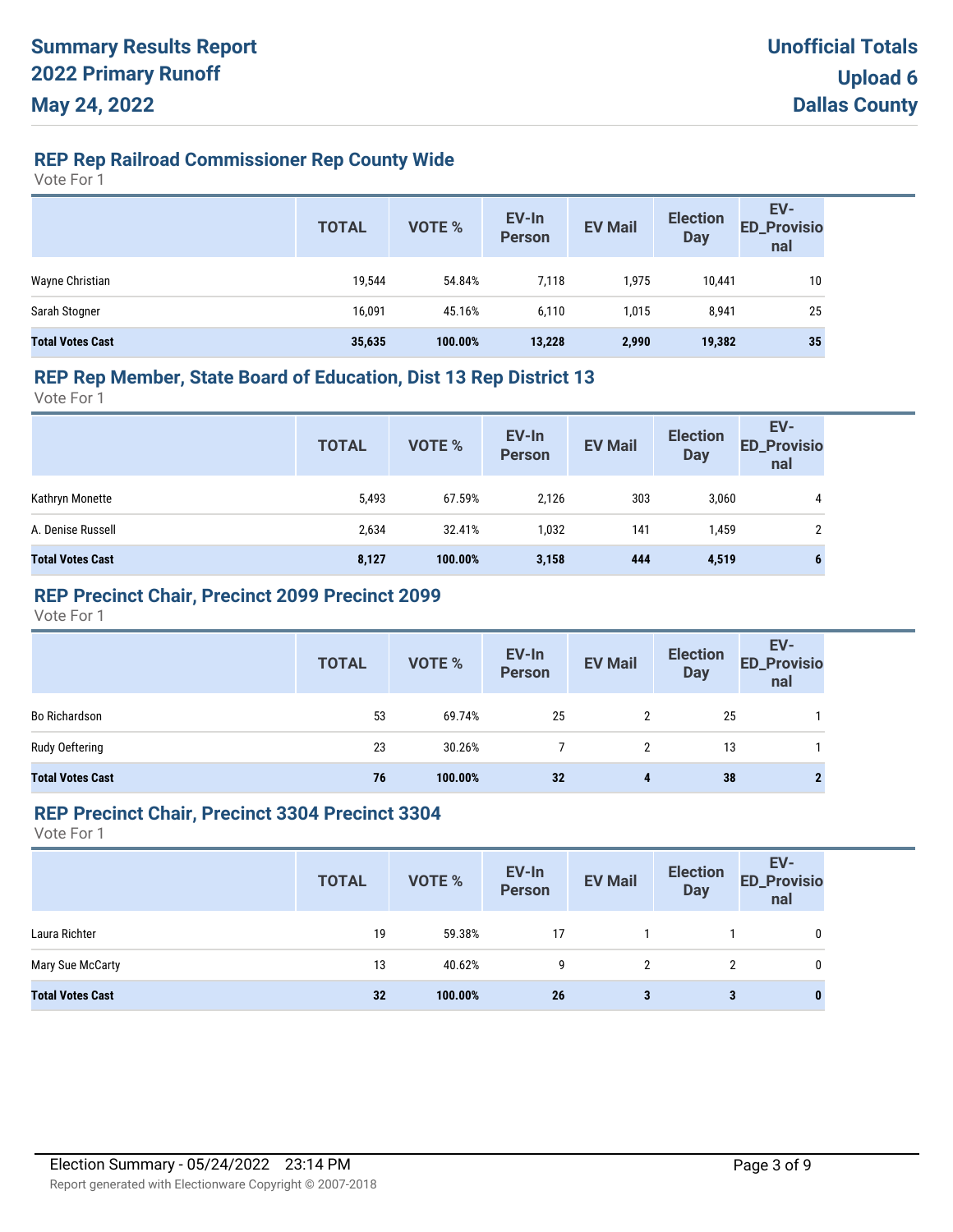### REP Rep Railroad Commissioner Rep County Wide

Vote For 1

| | TOTAL | VOTE % | EV-In Person | EV Mail | Election Day | EV-ED_Provisional |
|---|---|---|---|---|---|---|
| Wayne Christian | 19,544 | 54.84% | 7,118 | 1,975 | 10,441 | 10 |
| Sarah Stogner | 16,091 | 45.16% | 6,110 | 1,015 | 8,941 | 25 |
| **Total Votes Cast** | **35,635** | **100.00%** | **13,228** | **2,990** | **19,382** | **35** |

### REP Rep Member, State Board of Education, Dist 13 Rep District 13

Vote For 1

| | TOTAL | VOTE % | EV-In Person | EV Mail | Election Day | EV-ED_Provisional |
|---|---|---|---|---|---|---|
| Kathryn Monette | 5,493 | 67.59% | 2,126 | 303 | 3,060 | 4 |
| A. Denise Russell | 2,634 | 32.41% | 1,032 | 141 | 1,459 | 2 |
| **Total Votes Cast** | **8,127** | **100.00%** | **3,158** | **444** | **4,519** | **6** |

### REP Precinct Chair, Precinct 2099 Precinct 2099

Vote For 1

| | TOTAL | VOTE % | EV-In Person | EV Mail | Election Day | EV-ED_Provisional |
|---|---|---|---|---|---|---|
| Bo Richardson | 53 | 69.74% | 25 | 2 | 25 | 1 |
| Rudy Oeftering | 23 | 30.26% | 7 | 2 | 13 | 1 |
| **Total Votes Cast** | **76** | **100.00%** | **32** | **4** | **38** | **2** |

### REP Precinct Chair, Precinct 3304 Precinct 3304

Vote For 1

| | TOTAL | VOTE % | EV-In Person | EV Mail | Election Day | EV-ED_Provisional |
|---|---|---|---|---|---|---|
| Laura Richter | 19 | 59.38% | 17 | 1 | 1 | 0 |
| Mary Sue McCarty | 13 | 40.62% | 9 | 2 | 2 | 0 |
| **Total Votes Cast** | **32** | **100.00%** | **26** | **3** | **3** | **0** |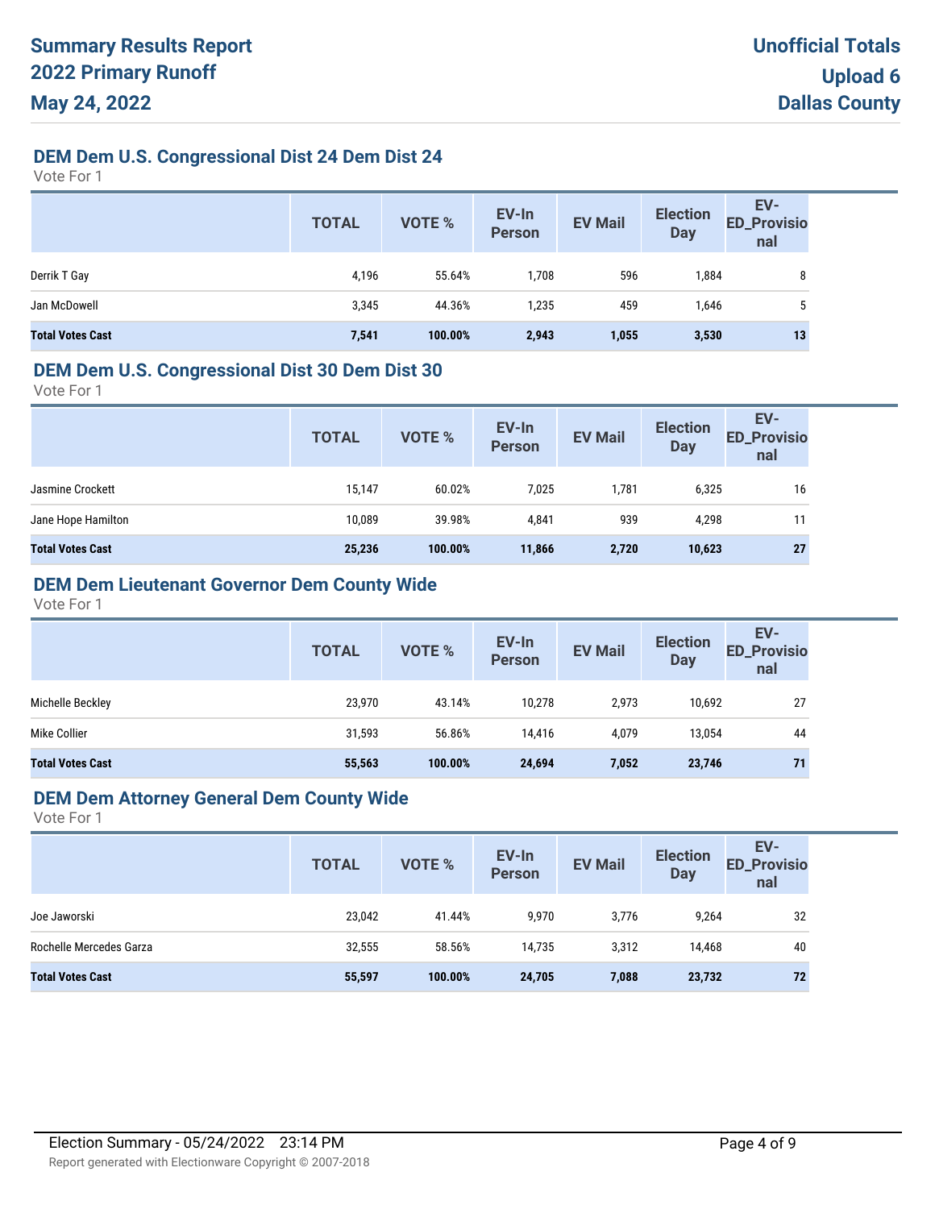# Summary Results Report
## 2022 Primary Runoff
## May 24, 2022

**Unofficial Totals**
**Upload 6**
**Dallas County**

### DEM Dem U.S. Congressional Dist 24 Dem Dist 24

Vote For 1

| | TOTAL | VOTE % | EV-In Person | EV Mail | Election Day | EV-ED_Provisional |
|---|---|---|---|---|---|---|
| Derrik T Gay | 4,196 | 55.64% | 1,708 | 596 | 1,884 | 8 |
| Jan McDowell | 3,345 | 44.36% | 1,235 | 459 | 1,646 | 5 |
| **Total Votes Cast** | **7,541** | **100.00%** | **2,943** | **1,055** | **3,530** | **13** |

### DEM Dem U.S. Congressional Dist 30 Dem Dist 30

Vote For 1

| | TOTAL | VOTE % | EV-In Person | EV Mail | Election Day | EV-ED_Provisional |
|---|---|---|---|---|---|---|
| Jasmine Crockett | 15,147 | 60.02% | 7,025 | 1,781 | 6,325 | 16 |
| Jane Hope Hamilton | 10,089 | 39.98% | 4,841 | 939 | 4,298 | 11 |
| **Total Votes Cast** | **25,236** | **100.00%** | **11,866** | **2,720** | **10,623** | **27** |

### DEM Dem Lieutenant Governor Dem County Wide

Vote For 1

| | TOTAL | VOTE % | EV-In Person | EV Mail | Election Day | EV-ED_Provisional |
|---|---|---|---|---|---|---|
| Michelle Beckley | 23,970 | 43.14% | 10,278 | 2,973 | 10,692 | 27 |
| Mike Collier | 31,593 | 56.86% | 14,416 | 4,079 | 13,054 | 44 |
| **Total Votes Cast** | **55,563** | **100.00%** | **24,694** | **7,052** | **23,746** | **71** |

### DEM Dem Attorney General Dem County Wide

Vote For 1

| | TOTAL | VOTE % | EV-In Person | EV Mail | Election Day | EV-ED_Provisional |
|---|---|---|---|---|---|---|
| Joe Jaworski | 23,042 | 41.44% | 9,970 | 3,776 | 9,264 | 32 |
| Rochelle Mercedes Garza | 32,555 | 58.56% | 14,735 | 3,312 | 14,468 | 40 |
| **Total Votes Cast** | **55,597** | **100.00%** | **24,705** | **7,088** | **23,732** | **72** |

Election Summary - 05/24/2022 23:14 PM

Report generated with Electionware Copyright © 2007-2018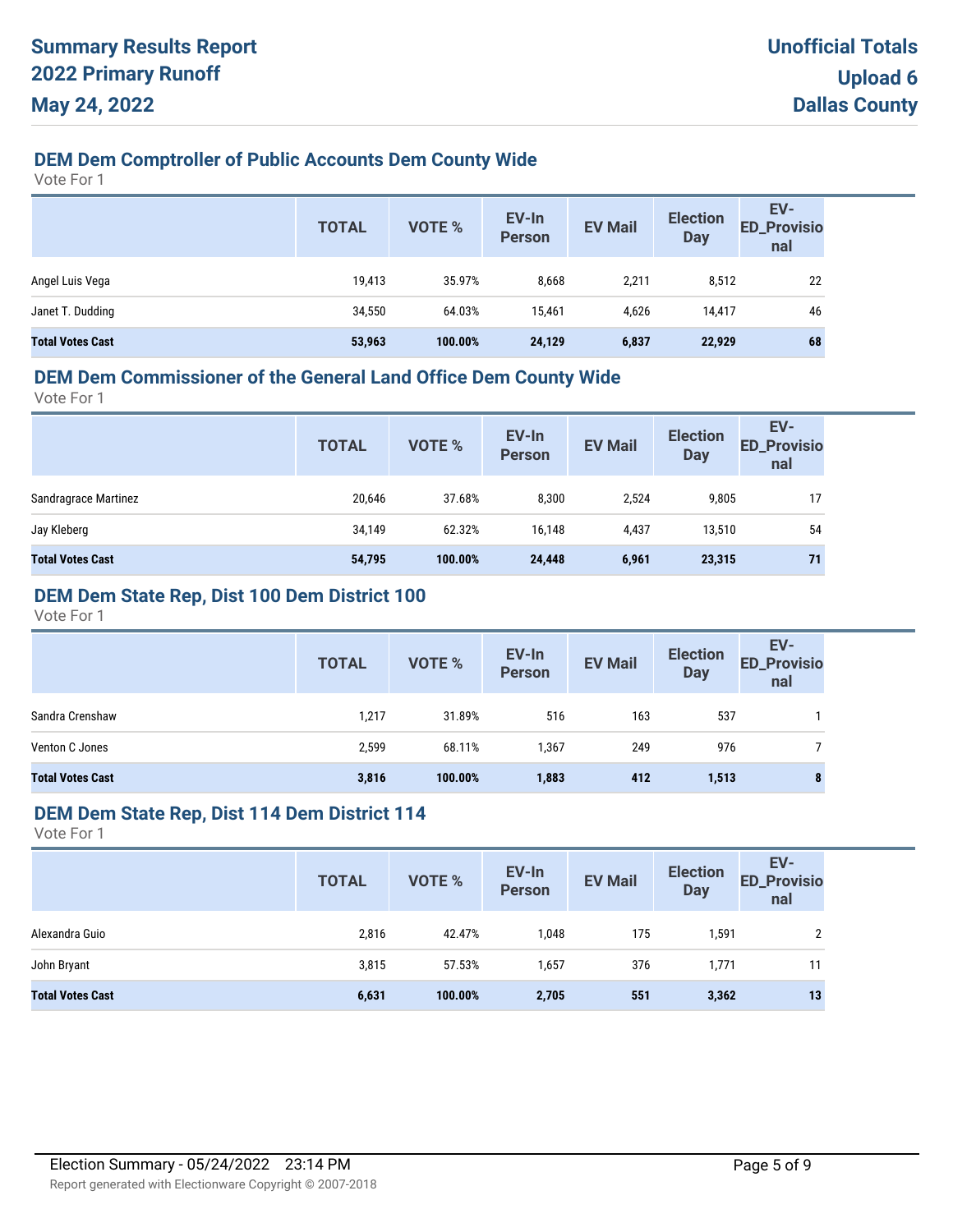# Summary Results Report 2022 Primary Runoff May 24, 2022

**Unofficial Totals**
**Upload 6**
**Dallas County**

## DEM Dem Comptroller of Public Accounts Dem County Wide

Vote For 1

| | TOTAL | VOTE % | EV-In Person | EV Mail | Election Day | EV-ED_Provisional |
|---|---|---|---|---|---|---|
| Angel Luis Vega | 19,413 | 35.97% | 8,668 | 2,211 | 8,512 | 22 |
| Janet T. Dudding | 34,550 | 64.03% | 15,461 | 4,626 | 14,417 | 46 |
| **Total Votes Cast** | **53,963** | **100.00%** | **24,129** | **6,837** | **22,929** | **68** |

## DEM Dem Commissioner of the General Land Office Dem County Wide

Vote For 1

| | TOTAL | VOTE % | EV-In Person | EV Mail | Election Day | EV-ED_Provisional |
|---|---|---|---|---|---|---|
| Sandragrace Martinez | 20,646 | 37.68% | 8,300 | 2,524 | 9,805 | 17 |
| Jay Kleberg | 34,149 | 62.32% | 16,148 | 4,437 | 13,510 | 54 |
| **Total Votes Cast** | **54,795** | **100.00%** | **24,448** | **6,961** | **23,315** | **71** |

## DEM Dem State Rep, Dist 100 Dem District 100

Vote For 1

| | TOTAL | VOTE % | EV-In Person | EV Mail | Election Day | EV-ED_Provisional |
|---|---|---|---|---|---|---|
| Sandra Crenshaw | 1,217 | 31.89% | 516 | 163 | 537 | 1 |
| Venton C Jones | 2,599 | 68.11% | 1,367 | 249 | 976 | 7 |
| **Total Votes Cast** | **3,816** | **100.00%** | **1,883** | **412** | **1,513** | **8** |

## DEM Dem State Rep, Dist 114 Dem District 114

Vote For 1

| | TOTAL | VOTE % | EV-In Person | EV Mail | Election Day | EV-ED_Provisional |
|---|---|---|---|---|---|---|
| Alexandra Guio | 2,816 | 42.47% | 1,048 | 175 | 1,591 | 2 |
| John Bryant | 3,815 | 57.53% | 1,657 | 376 | 1,771 | 11 |
| **Total Votes Cast** | **6,631** | **100.00%** | **2,705** | **551** | **3,362** | **13** |

Election Summary - 05/24/2022 23:14 PM

Report generated with Electionware Copyright © 2007-2018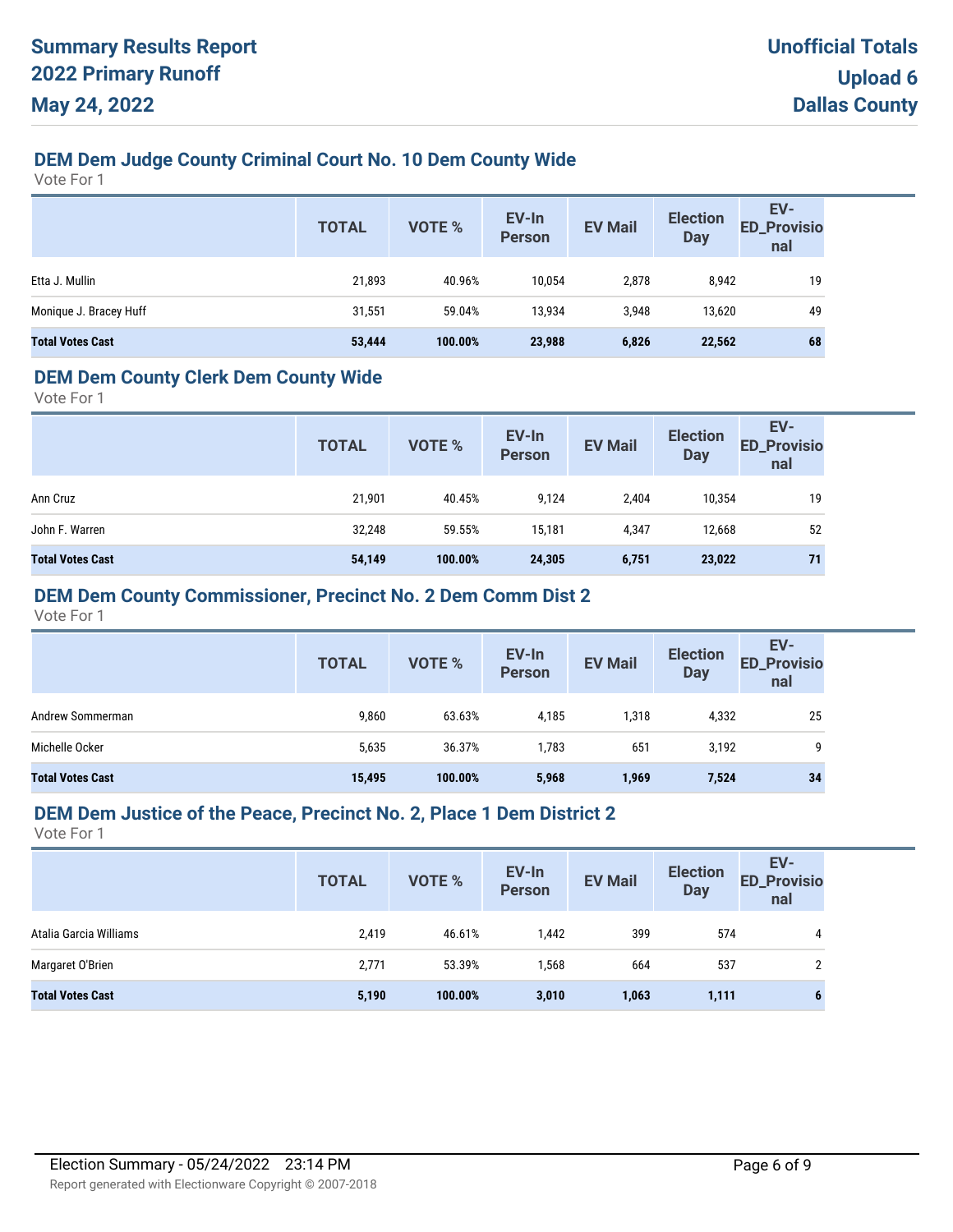## DEM Dem Judge County Criminal Court No. 10 Dem County Wide

Vote For 1

| | TOTAL | VOTE % | EV-In Person | EV Mail | Election Day | EV-ED_Provisional |
|---|---|---|---|---|---|---|
| Etta J. Mullin | 21,893 | 40.96% | 10,054 | 2,878 | 8,942 | 19 |
| Monique J. Bracey Huff | 31,551 | 59.04% | 13,934 | 3,948 | 13,620 | 49 |
| **Total Votes Cast** | **53,444** | **100.00%** | **23,988** | **6,826** | **22,562** | **68** |

## DEM Dem County Clerk Dem County Wide

Vote For 1

| | TOTAL | VOTE % | EV-In Person | EV Mail | Election Day | EV-ED_Provisional |
|---|---|---|---|---|---|---|
| Ann Cruz | 21,901 | 40.45% | 9,124 | 2,404 | 10,354 | 19 |
| John F. Warren | 32,248 | 59.55% | 15,181 | 4,347 | 12,668 | 52 |
| **Total Votes Cast** | **54,149** | **100.00%** | **24,305** | **6,751** | **23,022** | **71** |

## DEM Dem County Commissioner, Precinct No. 2 Dem Comm Dist 2

Vote For 1

| | TOTAL | VOTE % | EV-In Person | EV Mail | Election Day | EV-ED_Provisional |
|---|---|---|---|---|---|---|
| Andrew Sommerman | 9,860 | 63.63% | 4,185 | 1,318 | 4,332 | 25 |
| Michelle Ocker | 5,635 | 36.37% | 1,783 | 651 | 3,192 | 9 |
| **Total Votes Cast** | **15,495** | **100.00%** | **5,968** | **1,969** | **7,524** | **34** |

## DEM Dem Justice of the Peace, Precinct No. 2, Place 1 Dem District 2

Vote For 1

| | TOTAL | VOTE % | EV-In Person | EV Mail | Election Day | EV-ED_Provisional |
|---|---|---|---|---|---|---|
| Atalia Garcia Williams | 2,419 | 46.61% | 1,442 | 399 | 574 | 4 |
| Margaret O'Brien | 2,771 | 53.39% | 1,568 | 664 | 537 | 2 |
| **Total Votes Cast** | **5,190** | **100.00%** | **3,010** | **1,063** | **1,111** | **6** |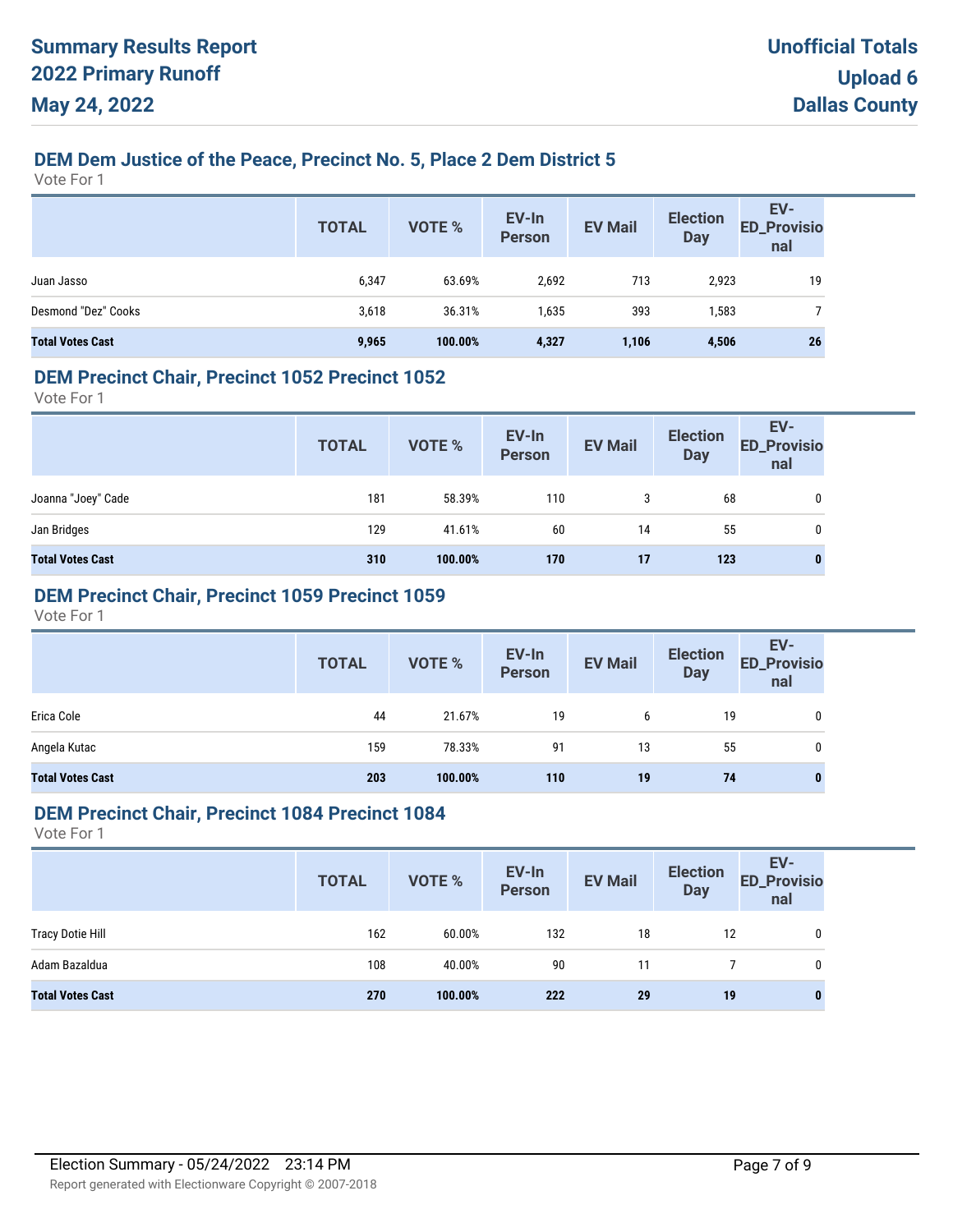# Summary Results Report
# 2022 Primary Runoff
# May 24, 2022

**Unofficial Totals**
**Upload 6**
**Dallas County**

## DEM Dem Justice of the Peace, Precinct No. 5, Place 2 Dem District 5

Vote For 1

| | TOTAL | VOTE % | EV-In Person | EV Mail | Election Day | EV-ED_Provisional |
|---|---|---|---|---|---|---|
| Juan Jasso | 6,347 | 63.69% | 2,692 | 713 | 2,923 | 19 |
| Desmond "Dez" Cooks | 3,618 | 36.31% | 1,635 | 393 | 1,583 | 7 |
| **Total Votes Cast** | **9,965** | **100.00%** | **4,327** | **1,106** | **4,506** | **26** |

## DEM Precinct Chair, Precinct 1052 Precinct 1052

Vote For 1

| | TOTAL | VOTE % | EV-In Person | EV Mail | Election Day | EV-ED_Provisional |
|---|---|---|---|---|---|---|
| Joanna "Joey" Cade | 181 | 58.39% | 110 | 3 | 68 | 0 |
| Jan Bridges | 129 | 41.61% | 60 | 14 | 55 | 0 |
| **Total Votes Cast** | **310** | **100.00%** | **170** | **17** | **123** | **0** |

## DEM Precinct Chair, Precinct 1059 Precinct 1059

Vote For 1

| | TOTAL | VOTE % | EV-In Person | EV Mail | Election Day | EV-ED_Provisional |
|---|---|---|---|---|---|---|
| Erica Cole | 44 | 21.67% | 19 | 6 | 19 | 0 |
| Angela Kutac | 159 | 78.33% | 91 | 13 | 55 | 0 |
| **Total Votes Cast** | **203** | **100.00%** | **110** | **19** | **74** | **0** |

## DEM Precinct Chair, Precinct 1084 Precinct 1084

Vote For 1

| | TOTAL | VOTE % | EV-In Person | EV Mail | Election Day | EV-ED_Provisional |
|---|---|---|---|---|---|---|
| Tracy Dotie Hill | 162 | 60.00% | 132 | 18 | 12 | 0 |
| Adam Bazaldua | 108 | 40.00% | 90 | 11 | 7 | 0 |
| **Total Votes Cast** | **270** | **100.00%** | **222** | **29** | **19** | **0** |

Election Summary - 05/24/2022 23:14 PM

Report generated with Electionware Copyright © 2007-2018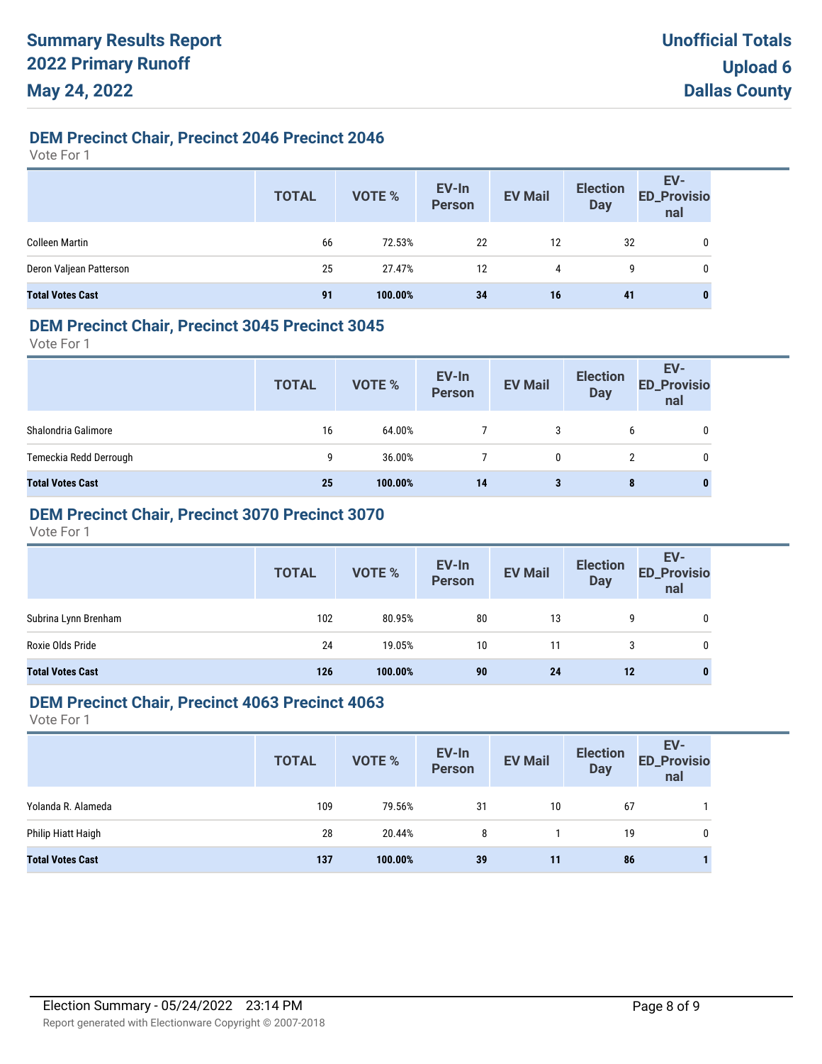# Summary Results Report
# 2022 Primary Runoff
# May 24, 2022

**Unofficial Totals**
**Upload 6**
**Dallas County**

## DEM Precinct Chair, Precinct 2046 Precinct 2046

Vote For 1

| | TOTAL | VOTE % | EV-In Person | EV Mail | Election Day | EV-ED_Provisional |
|---|---|---|---|---|---|---|
| Colleen Martin | 66 | 72.53% | 22 | 12 | 32 | 0 |
| Deron Valjean Patterson | 25 | 27.47% | 12 | 4 | 9 | 0 |
| **Total Votes Cast** | **91** | **100.00%** | **34** | **16** | **41** | **0** |

## DEM Precinct Chair, Precinct 3045 Precinct 3045

Vote For 1

| | TOTAL | VOTE % | EV-In Person | EV Mail | Election Day | EV-ED_Provisional |
|---|---|---|---|---|---|---|
| Shalondria Galimore | 16 | 64.00% | 7 | 3 | 6 | 0 |
| Temeckia Redd Derrough | 9 | 36.00% | 7 | 0 | 2 | 0 |
| **Total Votes Cast** | **25** | **100.00%** | **14** | **3** | **8** | **0** |

## DEM Precinct Chair, Precinct 3070 Precinct 3070

Vote For 1

| | TOTAL | VOTE % | EV-In Person | EV Mail | Election Day | EV-ED_Provisional |
|---|---|---|---|---|---|---|
| Subrina Lynn Brenham | 102 | 80.95% | 80 | 13 | 9 | 0 |
| Roxie Olds Pride | 24 | 19.05% | 10 | 11 | 3 | 0 |
| **Total Votes Cast** | **126** | **100.00%** | **90** | **24** | **12** | **0** |

## DEM Precinct Chair, Precinct 4063 Precinct 4063

Vote For 1

| | TOTAL | VOTE % | EV-In Person | EV Mail | Election Day | EV-ED_Provisional |
|---|---|---|---|---|---|---|
| Yolanda R. Alameda | 109 | 79.56% | 31 | 10 | 67 | 1 |
| Philip Hiatt Haigh | 28 | 20.44% | 8 | 1 | 19 | 0 |
| **Total Votes Cast** | **137** | **100.00%** | **39** | **11** | **86** | **1** |

Election Summary - 05/24/2022 23:14 PM

Report generated with Electionware Copyright © 2007-2018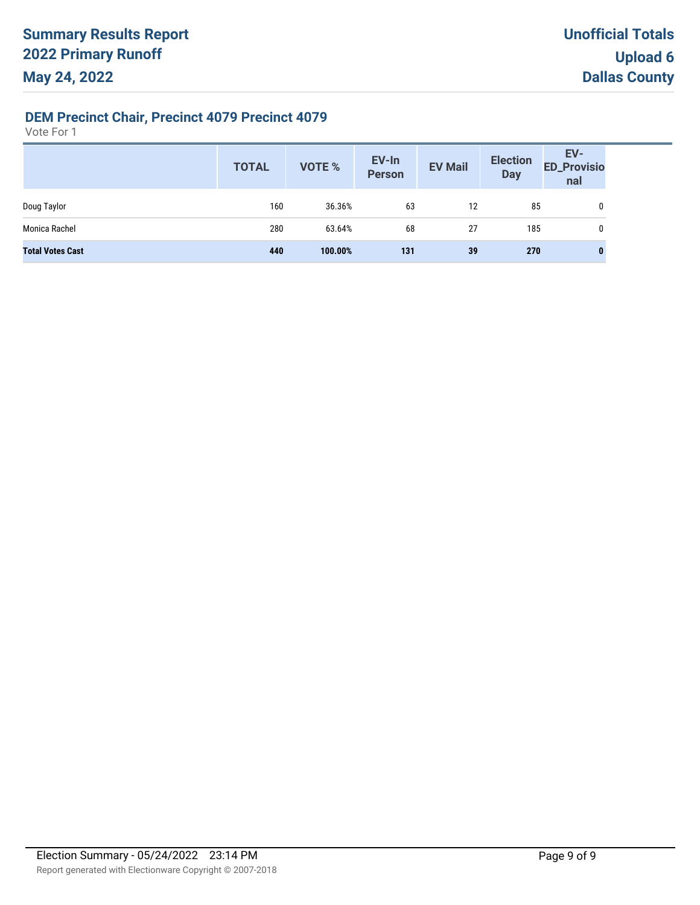## DEM Precinct Chair, Precinct 4079 Precinct 4079

Vote For 1

| | TOTAL | VOTE % | EV-In Person | EV Mail | Election Day | EV-ED_Provisional |
|---|---|---|---|---|---|---|
| Doug Taylor | 160 | 36.36% | 63 | 12 | 85 | 0 |
| Monica Rachel | 280 | 63.64% | 68 | 27 | 185 | 0 |
| **Total Votes Cast** | **440** | **100.00%** | **131** | **39** | **270** | **0** |